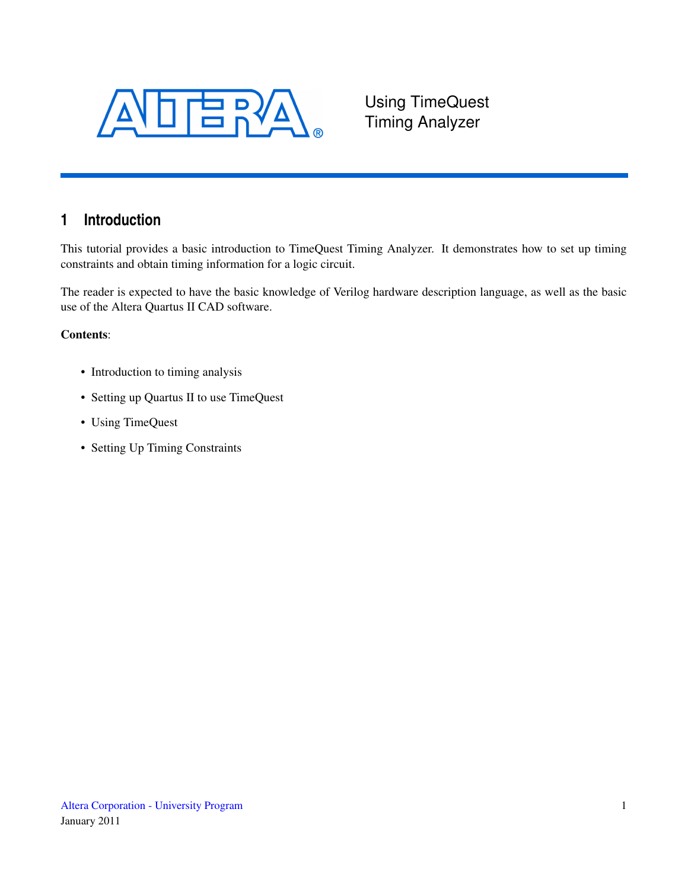# Using TimeQuest Timing Analyzer

## 1 Introduction

This tutorial provides a basic introduction to TimeQuest Timing Analyzer. It demonstrates how to set up timing constraints and obtain timing information for a logic circuit.

The reader is expected to have the basic knowledge of Verilog hardware description language, as well as the basic use of the Altera Quartus II CAD software.

**Contents**:

- Introduction to timing analysis
- Setting up Quartus II to use TimeQuest
- Using TimeQuest
- Setting Up Timing Constraints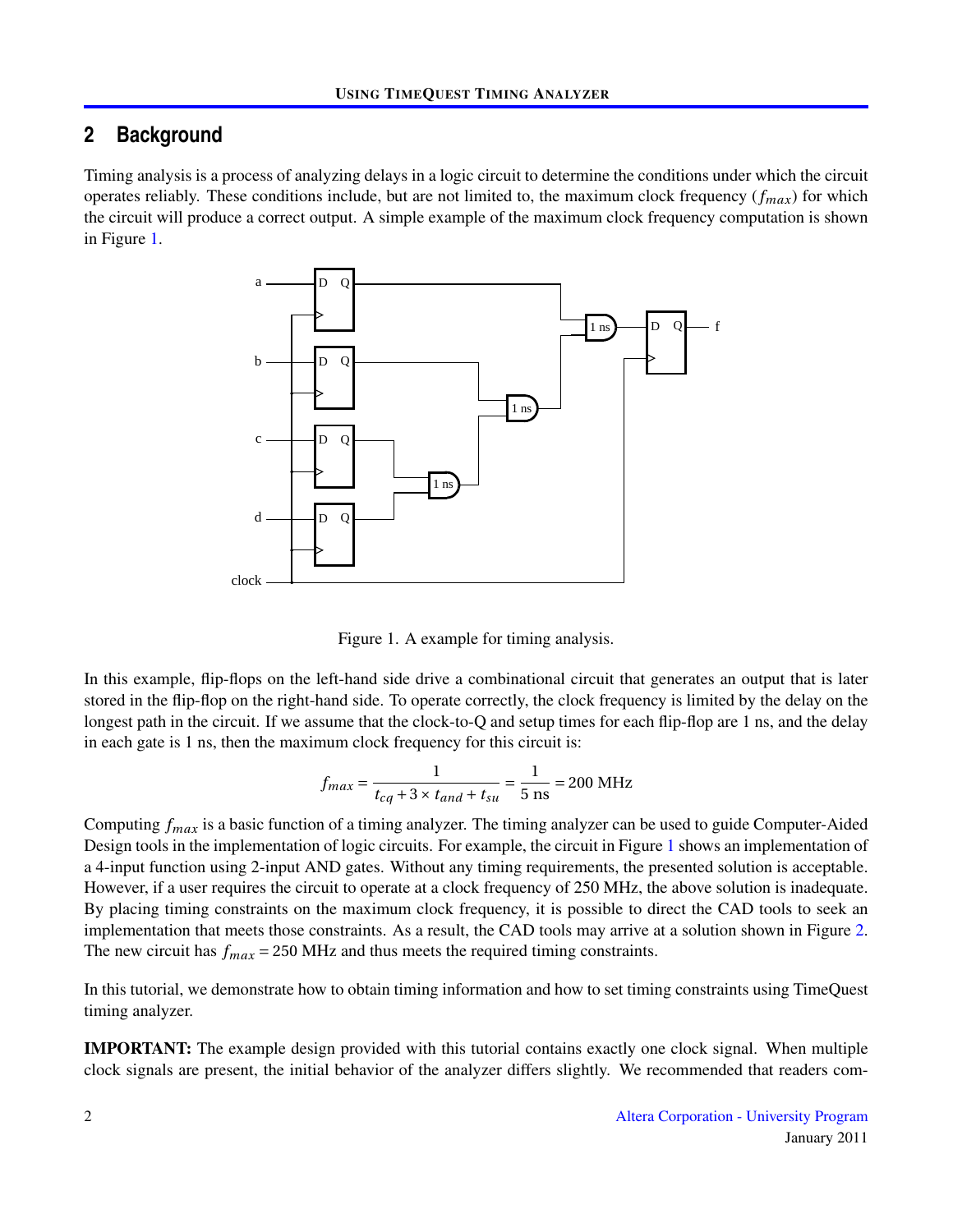## 2 Background

Timing analysis is a process of analyzing delays in a logic circuit to determine the conditions under which the circuit operates reliably. These conditions include, but are not limited to, the maximum clock frequency ($f_{max}$) for which the circuit will produce a correct output. A simple example of the maximum clock frequency computation is shown in Figure 1.

Figure 1. A example for timing analysis.

In this example, flip-flops on the left-hand side drive a combinational circuit that generates an output that is later stored in the flip-flop on the right-hand side. To operate correctly, the clock frequency is limited by the delay on the longest path in the circuit. If we assume that the clock-to-Q and setup times for each flip-flop are 1 ns, and the delay in each gate is 1 ns, then the maximum clock frequency for this circuit is:

$$f_{max} = \frac{1}{t_{cq} + 3 \times t_{and} + t_{su}} = \frac{1}{5 \text{ ns}} = 200 \text{ MHz}$$

Computing $f_{max}$ is a basic function of a timing analyzer. The timing analyzer can be used to guide Computer-Aided Design tools in the implementation of logic circuits. For example, the circuit in Figure 1 shows an implementation of a 4-input function using 2-input AND gates. Without any timing requirements, the presented solution is acceptable. However, if a user requires the circuit to operate at a clock frequency of 250 MHz, the above solution is inadequate. By placing timing constraints on the maximum clock frequency, it is possible to direct the CAD tools to seek an implementation that meets those constraints. As a result, the CAD tools may arrive at a solution shown in Figure 2. The new circuit has $f_{max} = 250$ MHz and thus meets the required timing constraints.

In this tutorial, we demonstrate how to obtain timing information and how to set timing constraints using TimeQuest timing analyzer.

**IMPORTANT:** The example design provided with this tutorial contains exactly one clock signal. When multiple clock signals are present, the initial behavior of the analyzer differs slightly. We recommended that readers com-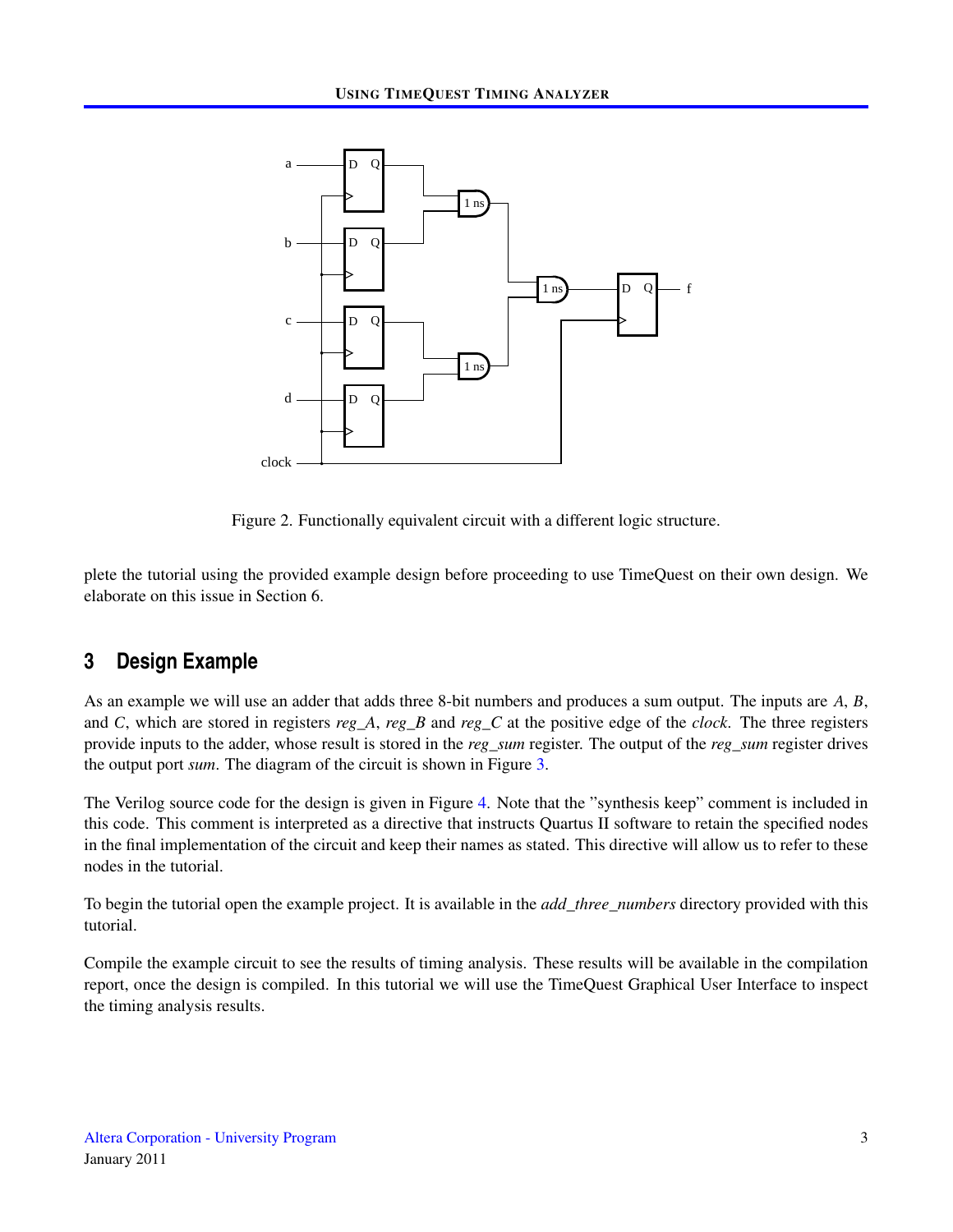Figure 2. Functionally equivalent circuit with a different logic structure.

plete the tutorial using the provided example design before proceeding to use TimeQuest on their own design. We elaborate on this issue in Section 6.

## 3 Design Example

As an example we will use an adder that adds three 8-bit numbers and produces a sum output. The inputs are *A*, *B*, and *C*, which are stored in registers *reg_A*, *reg_B* and *reg_C* at the positive edge of the *clock*. The three registers provide inputs to the adder, whose result is stored in the *reg_sum* register. The output of the *reg_sum* register drives the output port *sum*. The diagram of the circuit is shown in Figure 3.

The Verilog source code for the design is given in Figure 4. Note that the "synthesis keep" comment is included in this code. This comment is interpreted as a directive that instructs Quartus II software to retain the specified nodes in the final implementation of the circuit and keep their names as stated. This directive will allow us to refer to these nodes in the tutorial.

To begin the tutorial open the example project. It is available in the *add_three_numbers* directory provided with this tutorial.

Compile the example circuit to see the results of timing analysis. These results will be available in the compilation report, once the design is compiled. In this tutorial we will use the TimeQuest Graphical User Interface to inspect the timing analysis results.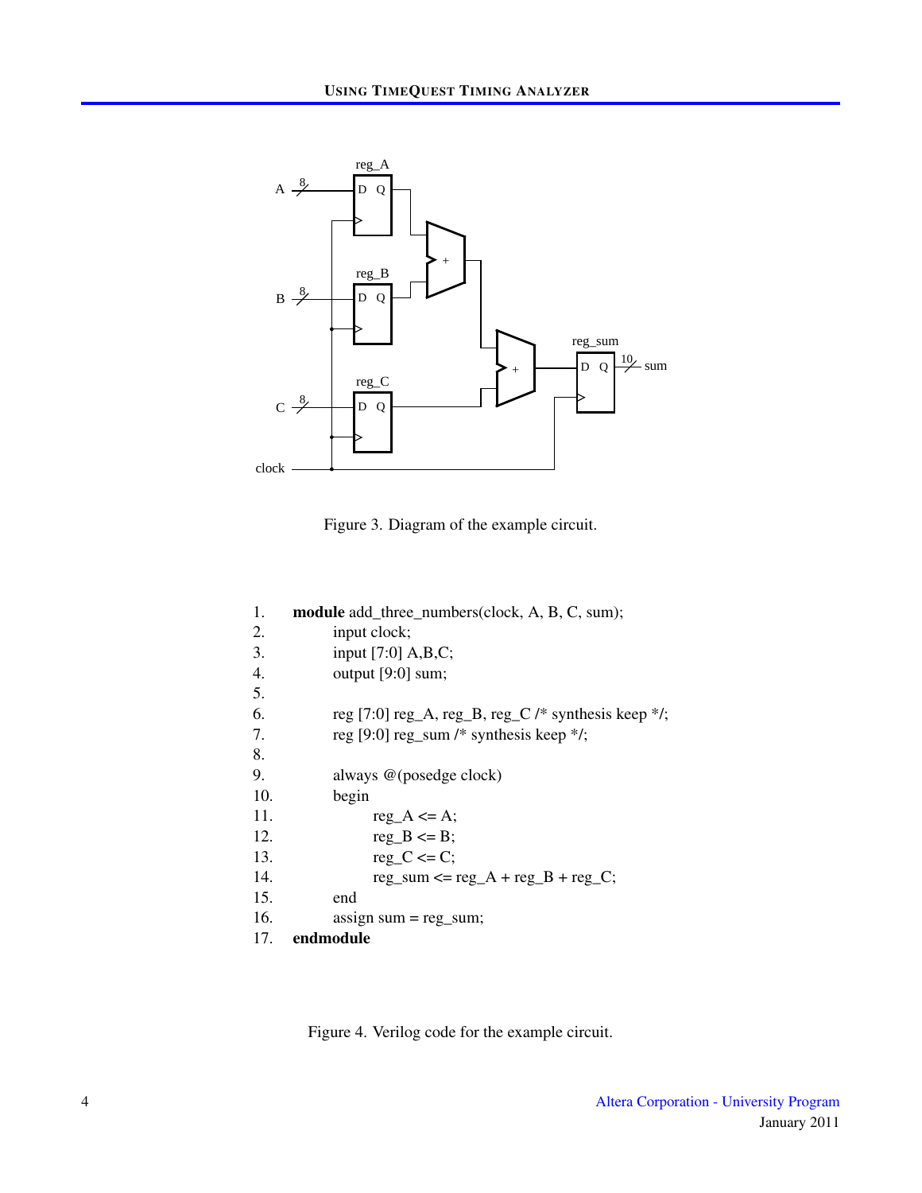Figure 3. Diagram of the example circuit.

```
1.  module add_three_numbers(clock, A, B, C, sum);
2.      input clock;
3.      input [7:0] A,B,C;
4.      output [9:0] sum;
5.
6.      reg [7:0] reg_A, reg_B, reg_C /* synthesis keep */;
7.      reg [9:0] reg_sum /* synthesis keep */;
8.
9.      always @(posedge clock)
10.     begin
11.         reg_A <= A;
12.         reg_B <= B;
13.         reg_C <= C;
14.         reg_sum <= reg_A + reg_B + reg_C;
15.     end
16.     assign sum = reg_sum;
17. endmodule
```

Figure 4. Verilog code for the example circuit.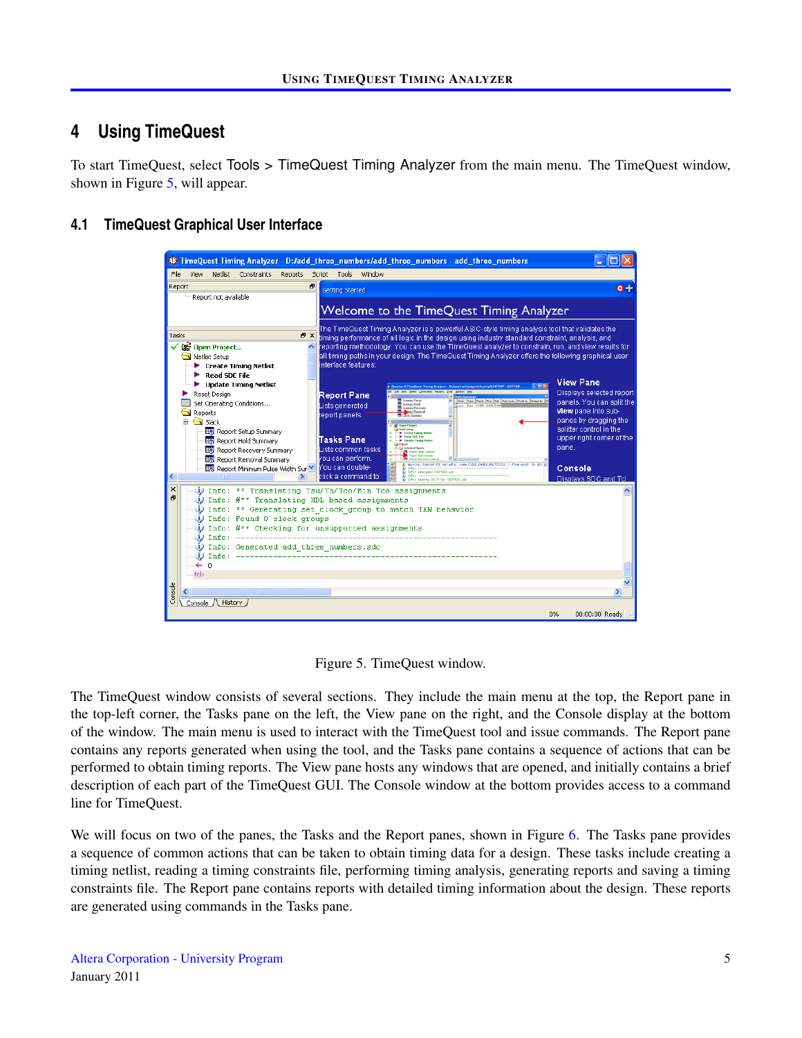# 4 Using TimeQuest

To start TimeQuest, select Tools > TimeQuest Timing Analyzer from the main menu. The TimeQuest window, shown in Figure 5, will appear.

## 4.1 TimeQuest Graphical User Interface

Figure 5. TimeQuest window.

The TimeQuest window consists of several sections. They include the main menu at the top, the Report pane in the top-left corner, the Tasks pane on the left, the View pane on the right, and the Console display at the bottom of the window. The main menu is used to interact with the TimeQuest tool and issue commands. The Report pane contains any reports generated when using the tool, and the Tasks pane contains a sequence of actions that can be performed to obtain timing reports. The View pane hosts any windows that are opened, and initially contains a brief description of each part of the TimeQuest GUI. The Console window at the bottom provides access to a command line for TimeQuest.

We will focus on two of the panes, the Tasks and the Report panes, shown in Figure 6. The Tasks pane provides a sequence of common actions that can be taken to obtain timing data for a design. These tasks include creating a timing netlist, reading a timing constraints file, performing timing analysis, generating reports and saving a timing constraints file. The Report pane contains reports with detailed timing information about the design. These reports are generated using commands in the Tasks pane.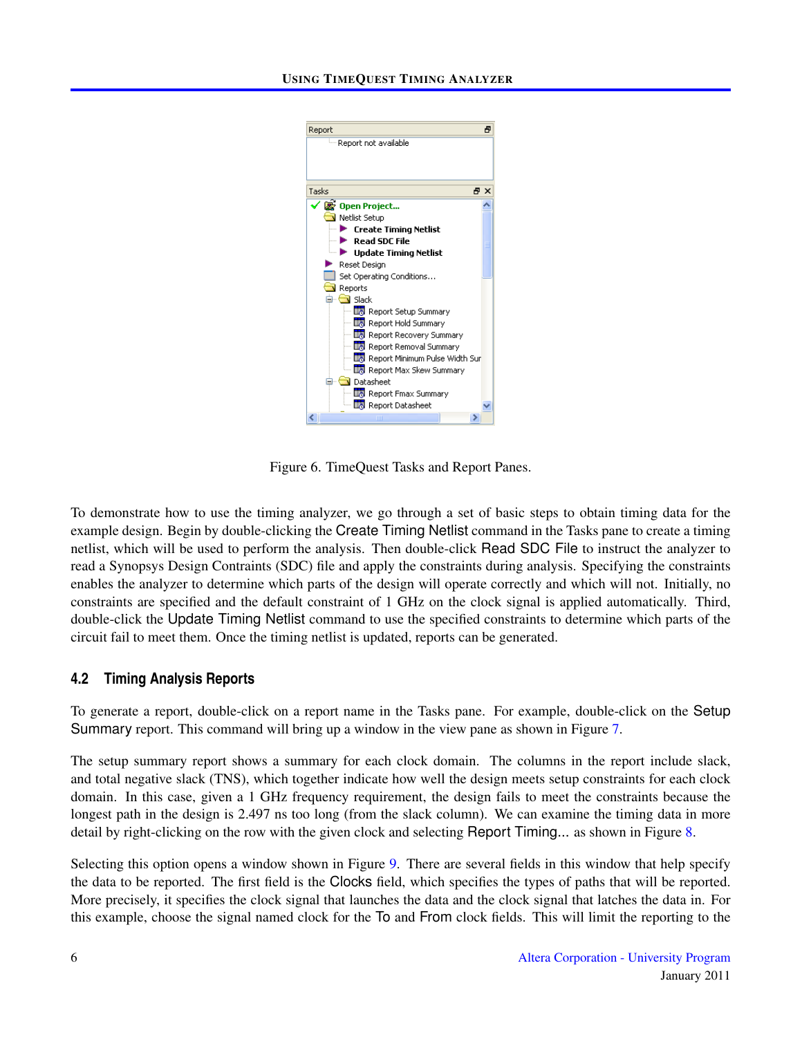Figure 6. TimeQuest Tasks and Report Panes.

To demonstrate how to use the timing analyzer, we go through a set of basic steps to obtain timing data for the example design. Begin by double-clicking the Create Timing Netlist command in the Tasks pane to create a timing netlist, which will be used to perform the analysis. Then double-click Read SDC File to instruct the analyzer to read a Synopsys Design Contraints (SDC) file and apply the constraints during analysis. Specifying the constraints enables the analyzer to determine which parts of the design will operate correctly and which will not. Initially, no constraints are specified and the default constraint of 1 GHz on the clock signal is applied automatically. Third, double-click the Update Timing Netlist command to use the specified constraints to determine which parts of the circuit fail to meet them. Once the timing netlist is updated, reports can be generated.

## 4.2 Timing Analysis Reports

To generate a report, double-click on a report name in the Tasks pane. For example, double-click on the Setup Summary report. This command will bring up a window in the view pane as shown in Figure 7.

The setup summary report shows a summary for each clock domain. The columns in the report include slack, and total negative slack (TNS), which together indicate how well the design meets setup constraints for each clock domain. In this case, given a 1 GHz frequency requirement, the design fails to meet the constraints because the longest path in the design is 2.497 ns too long (from the slack column). We can examine the timing data in more detail by right-clicking on the row with the given clock and selecting Report Timing... as shown in Figure 8.

Selecting this option opens a window shown in Figure 9. There are several fields in this window that help specify the data to be reported. The first field is the Clocks field, which specifies the types of paths that will be reported. More precisely, it specifies the clock signal that launches the data and the clock signal that latches the data in. For this example, choose the signal named clock for the To and From clock fields. This will limit the reporting to the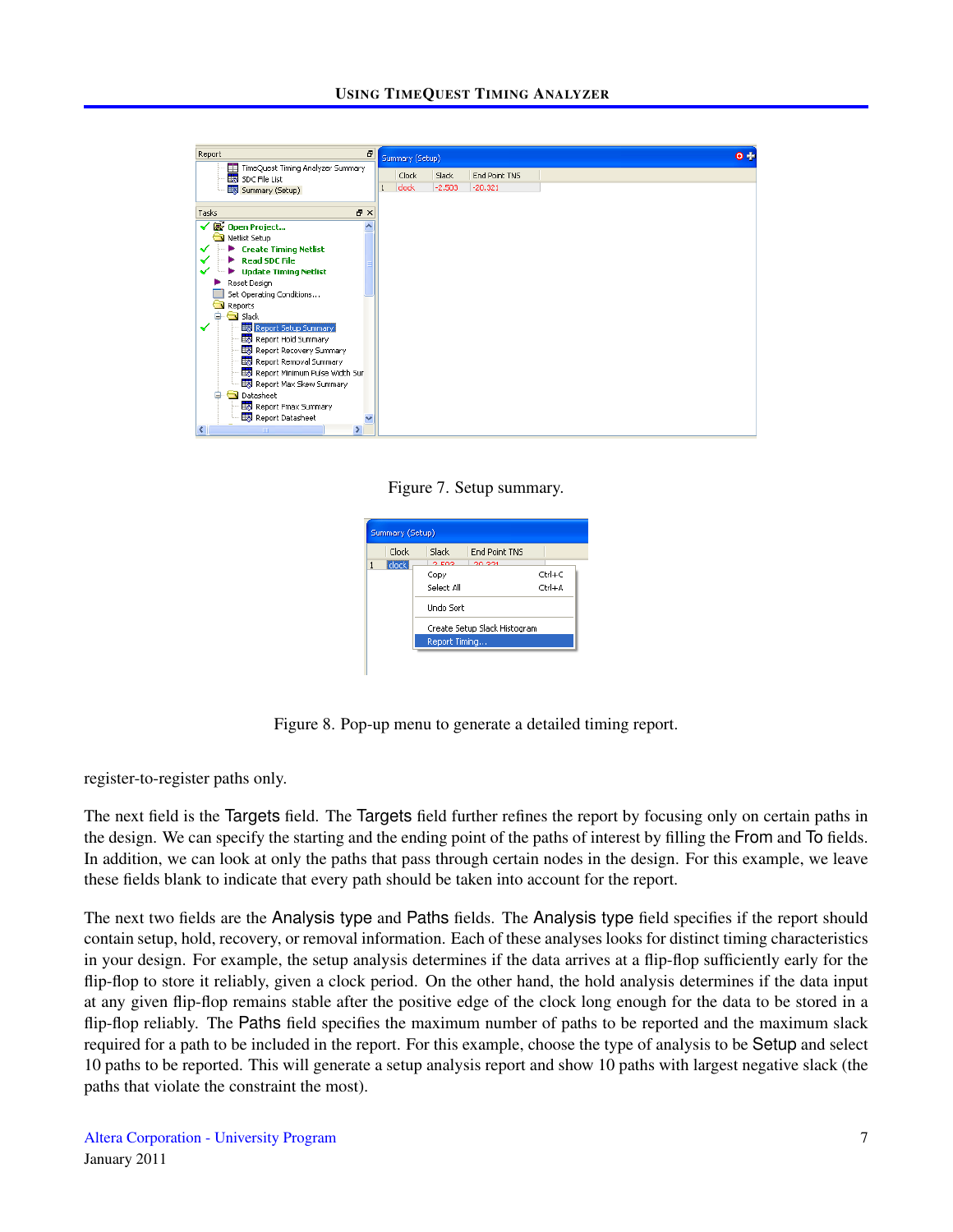Figure 7. Setup summary.

Figure 8. Pop-up menu to generate a detailed timing report.

register-to-register paths only.

The next field is the Targets field. The Targets field further refines the report by focusing only on certain paths in the design. We can specify the starting and the ending point of the paths of interest by filling the From and To fields. In addition, we can look at only the paths that pass through certain nodes in the design. For this example, we leave these fields blank to indicate that every path should be taken into account for the report.

The next two fields are the Analysis type and Paths fields. The Analysis type field specifies if the report should contain setup, hold, recovery, or removal information. Each of these analyses looks for distinct timing characteristics in your design. For example, the setup analysis determines if the data arrives at a flip-flop sufficiently early for the flip-flop to store it reliably, given a clock period. On the other hand, the hold analysis determines if the data input at any given flip-flop remains stable after the positive edge of the clock long enough for the data to be stored in a flip-flop reliably. The Paths field specifies the maximum number of paths to be reported and the maximum slack required for a path to be included in the report. For this example, choose the type of analysis to be Setup and select 10 paths to be reported. This will generate a setup analysis report and show 10 paths with largest negative slack (the paths that violate the constraint the most).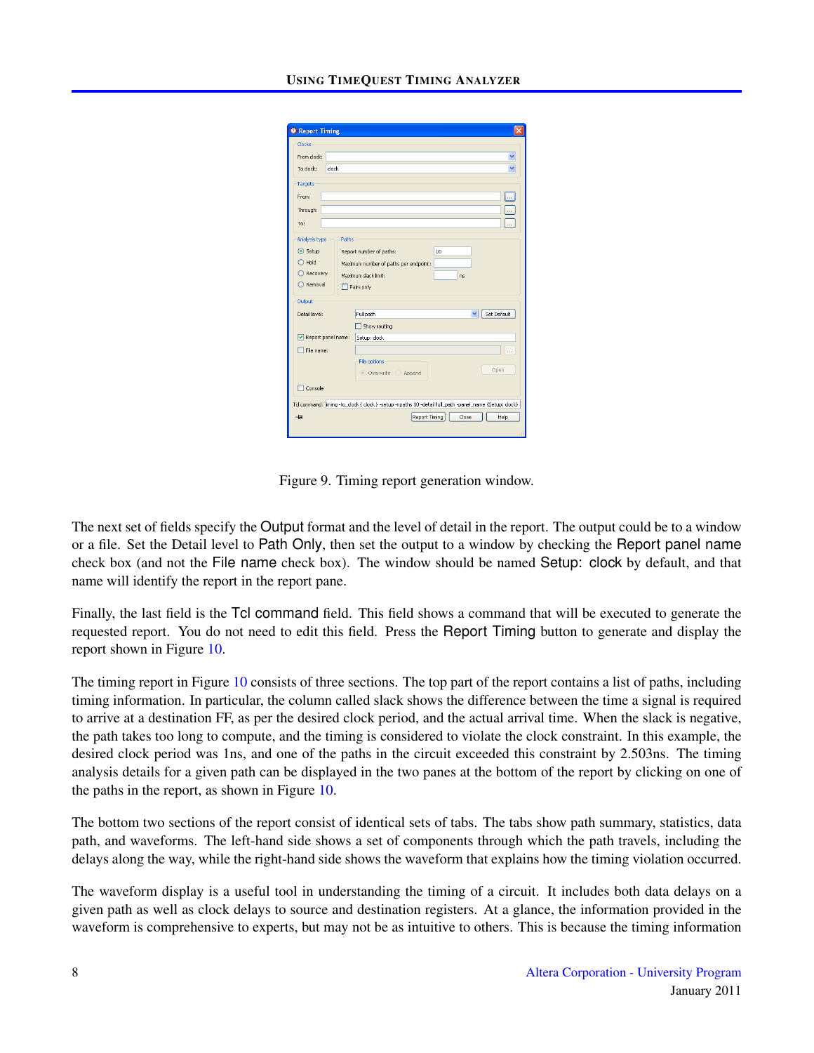Figure 9. Timing report generation window.

The next set of fields specify the Output format and the level of detail in the report. The output could be to a window or a file. Set the Detail level to Path Only, then set the output to a window by checking the Report panel name check box (and not the File name check box). The window should be named Setup: clock by default, and that name will identify the report in the report pane.

Finally, the last field is the Tcl command field. This field shows a command that will be executed to generate the requested report. You do not need to edit this field. Press the Report Timing button to generate and display the report shown in Figure 10.

The timing report in Figure 10 consists of three sections. The top part of the report contains a list of paths, including timing information. In particular, the column called slack shows the difference between the time a signal is required to arrive at a destination FF, as per the desired clock period, and the actual arrival time. When the slack is negative, the path takes too long to compute, and the timing is considered to violate the clock constraint. In this example, the desired clock period was 1ns, and one of the paths in the circuit exceeded this constraint by 2.503ns. The timing analysis details for a given path can be displayed in the two panes at the bottom of the report by clicking on one of the paths in the report, as shown in Figure 10.

The bottom two sections of the report consist of identical sets of tabs. The tabs show path summary, statistics, data path, and waveforms. The left-hand side shows a set of components through which the path travels, including the delays along the way, while the right-hand side shows the waveform that explains how the timing violation occurred.

The waveform display is a useful tool in understanding the timing of a circuit. It includes both data delays on a given path as well as clock delays to source and destination registers. At a glance, the information provided in the waveform is comprehensive to experts, but may not be as intuitive to others. This is because the timing information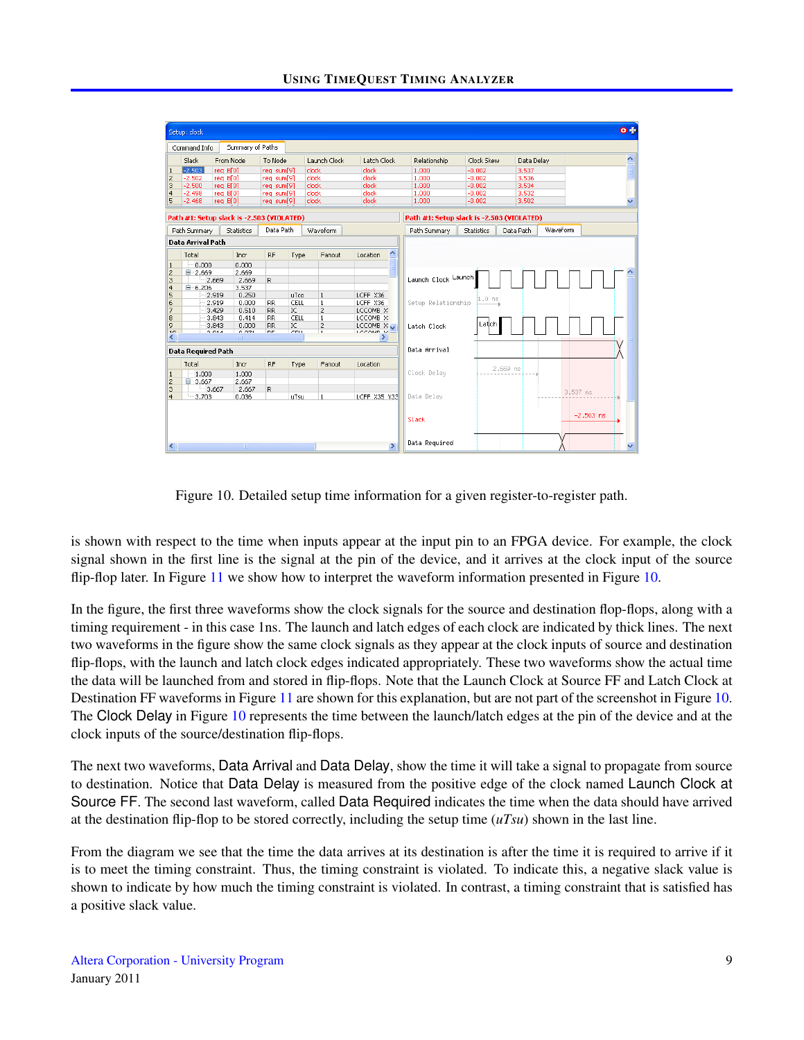Figure 10. Detailed setup time information for a given register-to-register path.

is shown with respect to the time when inputs appear at the input pin to an FPGA device. For example, the clock signal shown in the first line is the signal at the pin of the device, and it arrives at the clock input of the source flip-flop later. In Figure 11 we show how to interpret the waveform information presented in Figure 10.

In the figure, the first three waveforms show the clock signals for the source and destination flop-flops, along with a timing requirement - in this case 1ns. The launch and latch edges of each clock are indicated by thick lines. The next two waveforms in the figure show the same clock signals as they appear at the clock inputs of source and destination flip-flops, with the launch and latch clock edges indicated appropriately. These two waveforms show the actual time the data will be launched from and stored in flip-flops. Note that the Launch Clock at Source FF and Latch Clock at Destination FF waveforms in Figure 11 are shown for this explanation, but are not part of the screenshot in Figure 10. The Clock Delay in Figure 10 represents the time between the launch/latch edges at the pin of the device and at the clock inputs of the source/destination flip-flops.

The next two waveforms, Data Arrival and Data Delay, show the time it will take a signal to propagate from source to destination. Notice that Data Delay is measured from the positive edge of the clock named Launch Clock at Source FF. The second last waveform, called Data Required indicates the time when the data should have arrived at the destination flip-flop to be stored correctly, including the setup time (*uTsu*) shown in the last line.

From the diagram we see that the time the data arrives at its destination is after the time it is required to arrive if it is to meet the timing constraint. Thus, the timing constraint is violated. To indicate this, a negative slack value is shown to indicate by how much the timing constraint is violated. In contrast, a timing constraint that is satisfied has a positive slack value.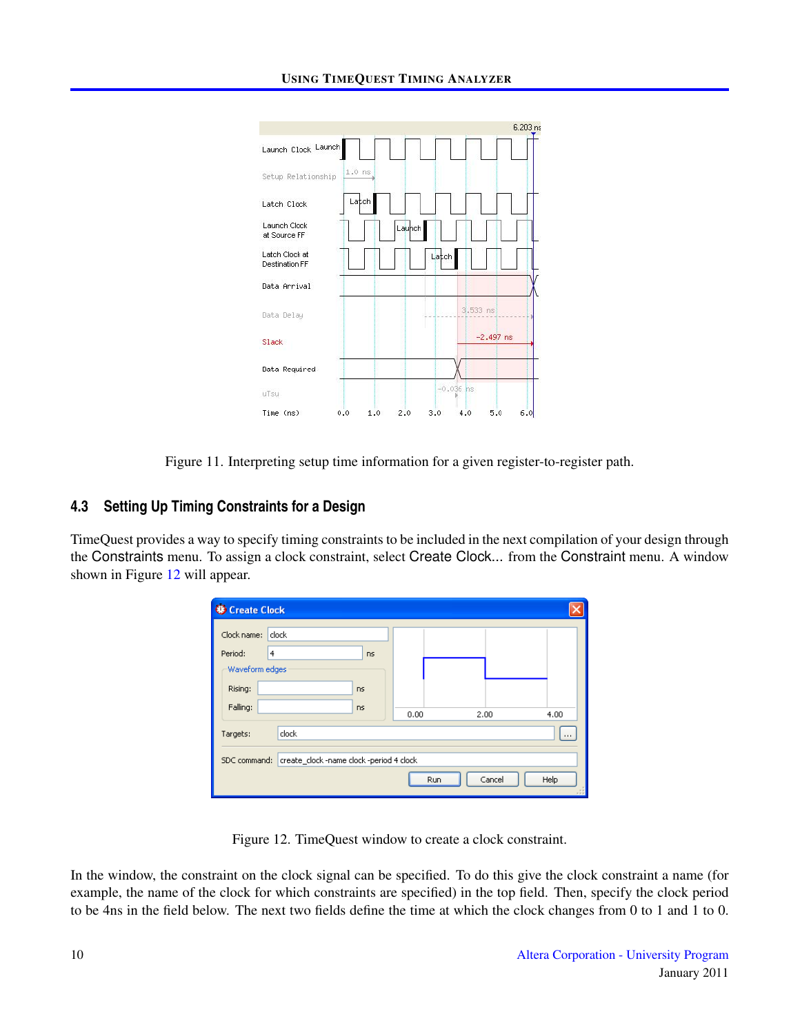Figure 11. Interpreting setup time information for a given register-to-register path.

### 4.3 Setting Up Timing Constraints for a Design

TimeQuest provides a way to specify timing constraints to be included in the next compilation of your design through the Constraints menu. To assign a clock constraint, select Create Clock... from the Constraint menu. A window shown in Figure 12 will appear.

Figure 12. TimeQuest window to create a clock constraint.

In the window, the constraint on the clock signal can be specified. To do this give the clock constraint a name (for example, the name of the clock for which constraints are specified) in the top field. Then, specify the clock period to be 4ns in the field below. The next two fields define the time at which the clock changes from 0 to 1 and 1 to 0.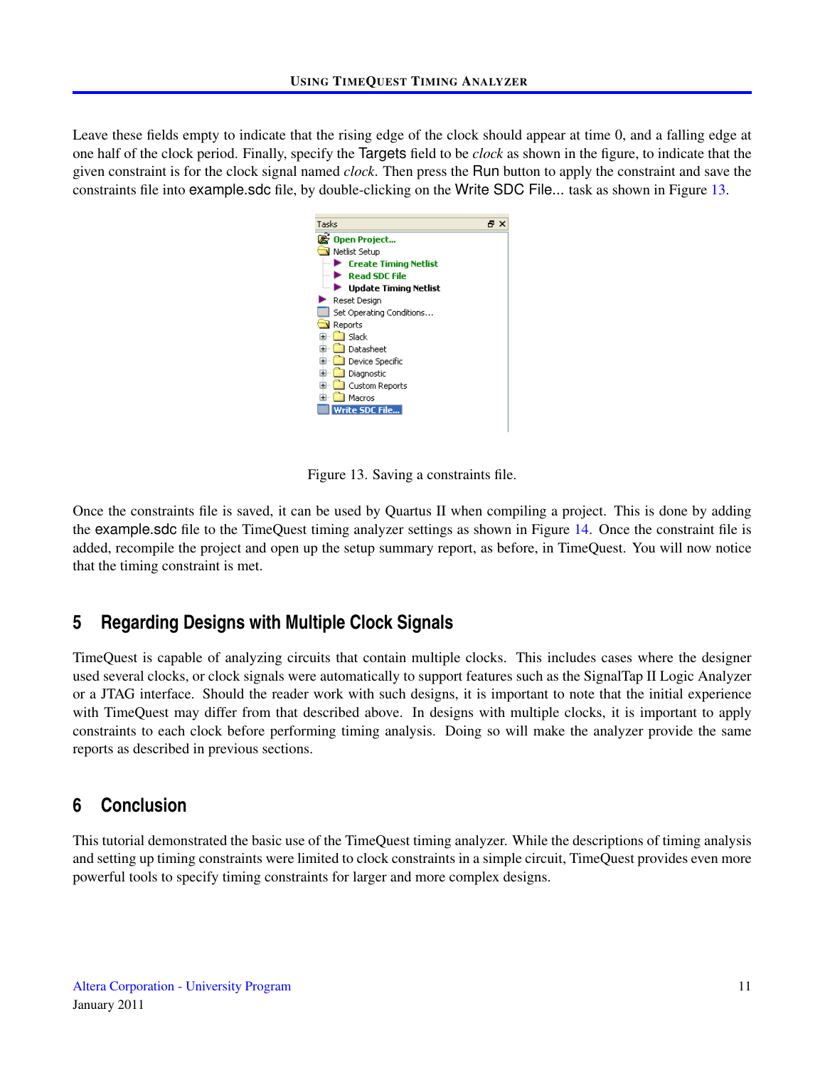Leave these fields empty to indicate that the rising edge of the clock should appear at time 0, and a falling edge at one half of the clock period. Finally, specify the Targets field to be *clock* as shown in the figure, to indicate that the given constraint is for the clock signal named *clock*. Then press the Run button to apply the constraint and save the constraints file into example.sdc file, by double-clicking on the Write SDC File... task as shown in Figure 13.

Figure 13. Saving a constraints file.

Once the constraints file is saved, it can be used by Quartus II when compiling a project. This is done by adding the example.sdc file to the TimeQuest timing analyzer settings as shown in Figure 14. Once the constraint file is added, recompile the project and open up the setup summary report, as before, in TimeQuest. You will now notice that the timing constraint is met.

## 5 Regarding Designs with Multiple Clock Signals

TimeQuest is capable of analyzing circuits that contain multiple clocks. This includes cases where the designer used several clocks, or clock signals were automatically to support features such as the SignalTap II Logic Analyzer or a JTAG interface. Should the reader work with such designs, it is important to note that the initial experience with TimeQuest may differ from that described above. In designs with multiple clocks, it is important to apply constraints to each clock before performing timing analysis. Doing so will make the analyzer provide the same reports as described in previous sections.

## 6 Conclusion

This tutorial demonstrated the basic use of the TimeQuest timing analyzer. While the descriptions of timing analysis and setting up timing constraints were limited to clock constraints in a simple circuit, TimeQuest provides even more powerful tools to specify timing constraints for larger and more complex designs.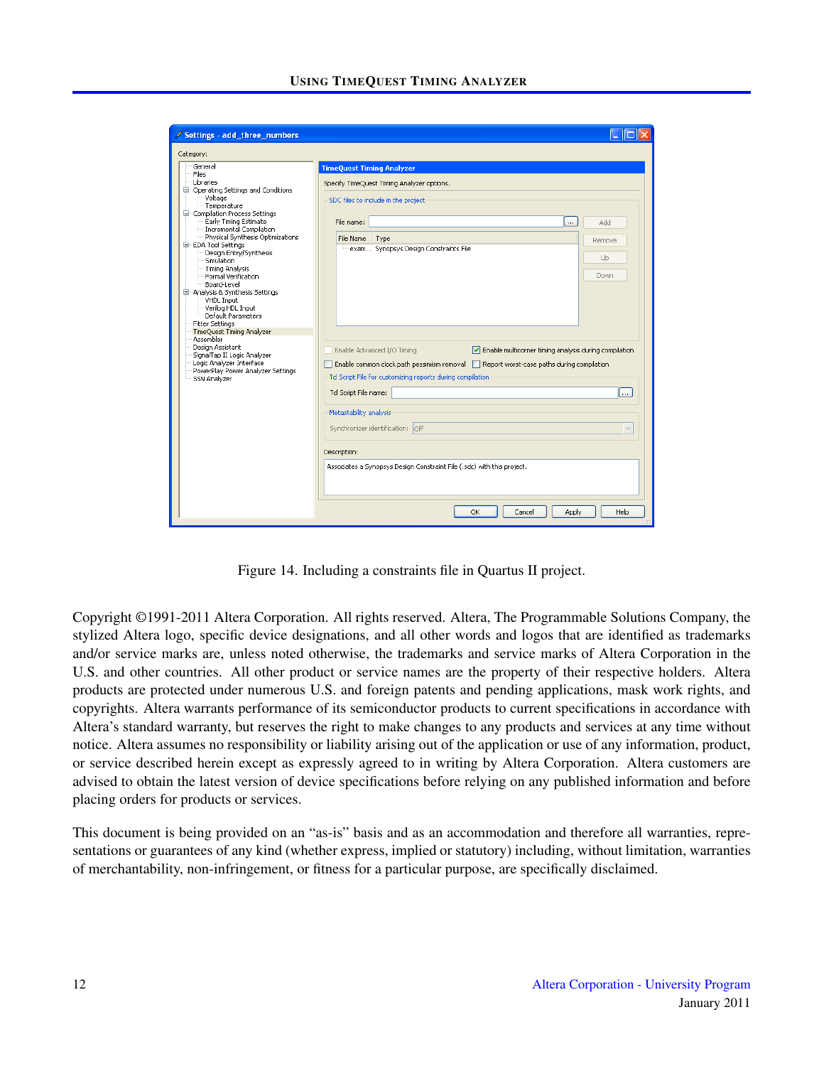Figure 14. Including a constraints file in Quartus II project.

Copyright ©1991-2011 Altera Corporation. All rights reserved. Altera, The Programmable Solutions Company, the stylized Altera logo, specific device designations, and all other words and logos that are identified as trademarks and/or service marks are, unless noted otherwise, the trademarks and service marks of Altera Corporation in the U.S. and other countries. All other product or service names are the property of their respective holders. Altera products are protected under numerous U.S. and foreign patents and pending applications, mask work rights, and copyrights. Altera warrants performance of its semiconductor products to current specifications in accordance with Altera's standard warranty, but reserves the right to make changes to any products and services at any time without notice. Altera assumes no responsibility or liability arising out of the application or use of any information, product, or service described herein except as expressly agreed to in writing by Altera Corporation. Altera customers are advised to obtain the latest version of device specifications before relying on any published information and before placing orders for products or services.

This document is being provided on an "as-is" basis and as an accommodation and therefore all warranties, representations or guarantees of any kind (whether express, implied or statutory) including, without limitation, warranties of merchantability, non-infringement, or fitness for a particular purpose, are specifically disclaimed.